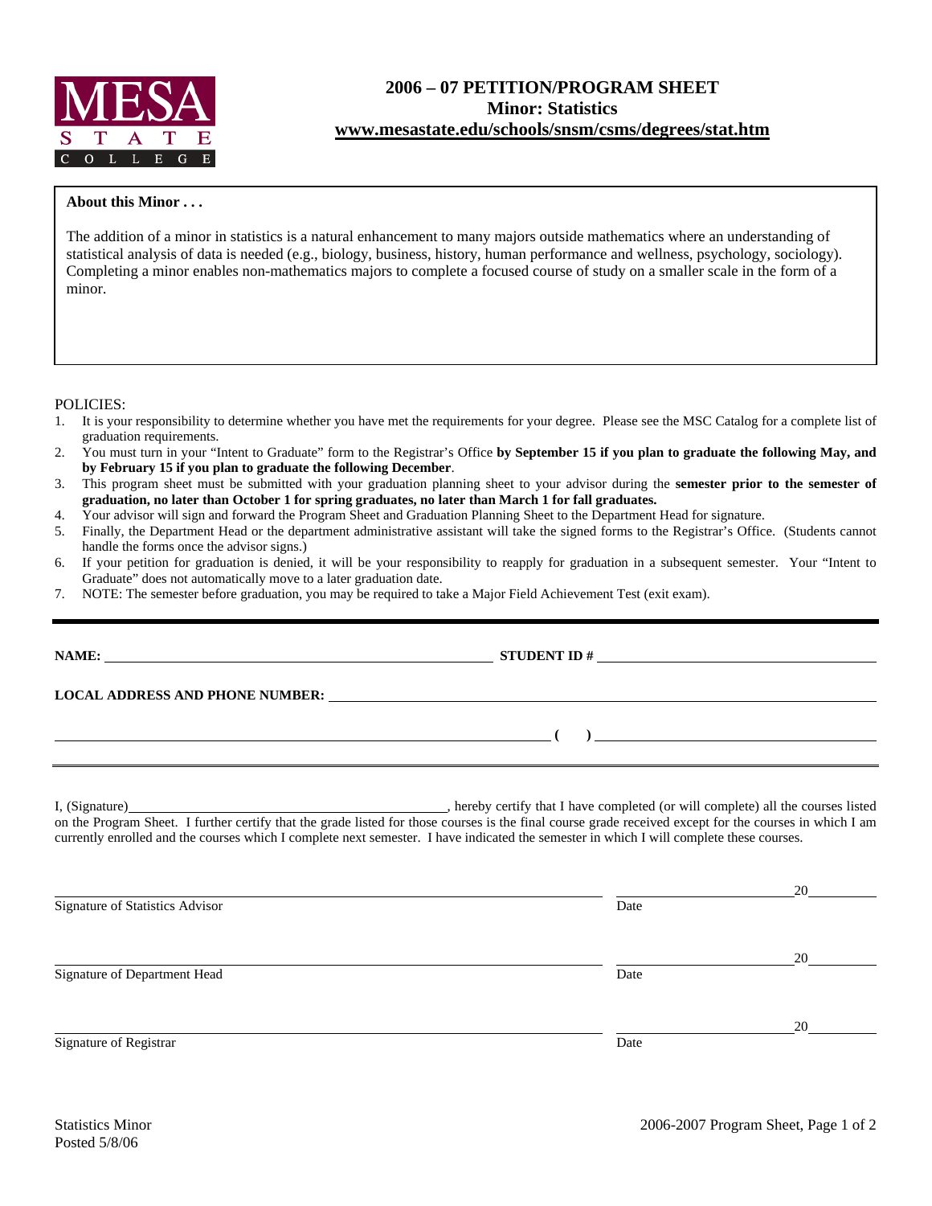MESA STATE COLLEGE

# 2006 – 07 PETITION/PROGRAM SHEET
## Minor: Statistics
## www.mesastate.edu/schools/snsm/csms/degrees/stat.htm

**About this Minor . . .**

The addition of a minor in statistics is a natural enhancement to many majors outside mathematics where an understanding of statistical analysis of data is needed (e.g., biology, business, history, human performance and wellness, psychology, sociology). Completing a minor enables non-mathematics majors to complete a focused course of study on a smaller scale in the form of a minor.

POLICIES:

1. It is your responsibility to determine whether you have met the requirements for your degree. Please see the MSC Catalog for a complete list of graduation requirements.
2. You must turn in your "Intent to Graduate" form to the Registrar's Office **by September 15 if you plan to graduate the following May, and by February 15 if you plan to graduate the following December**.
3. This program sheet must be submitted with your graduation planning sheet to your advisor during the **semester prior to the semester of graduation, no later than October 1 for spring graduates, no later than March 1 for fall graduates.**
4. Your advisor will sign and forward the Program Sheet and Graduation Planning Sheet to the Department Head for signature.
5. Finally, the Department Head or the department administrative assistant will take the signed forms to the Registrar's Office. (Students cannot handle the forms once the advisor signs.)
6. If your petition for graduation is denied, it will be your responsibility to reapply for graduation in a subsequent semester. Your "Intent to Graduate" does not automatically move to a later graduation date.
7. NOTE: The semester before graduation, you may be required to take a Major Field Achievement Test (exit exam).

---

**NAME:** ______________________ **STUDENT ID #** ______________________

**LOCAL ADDRESS AND PHONE NUMBER:** ______________________

______________________ **( )** ______________________

---

I, (Signature)______________________, hereby certify that I have completed (or will complete) all the courses listed on the Program Sheet. I further certify that the grade listed for those courses is the final course grade received except for the courses in which I am currently enrolled and the courses which I complete next semester. I have indicated the semester in which I will complete these courses.

______________________ ______________20______
Signature of Statistics Advisor Date

______________________ ______________20______
Signature of Department Head Date

______________________ ______________20______
Signature of Registrar Date

Statistics Minor
Posted 5/8/06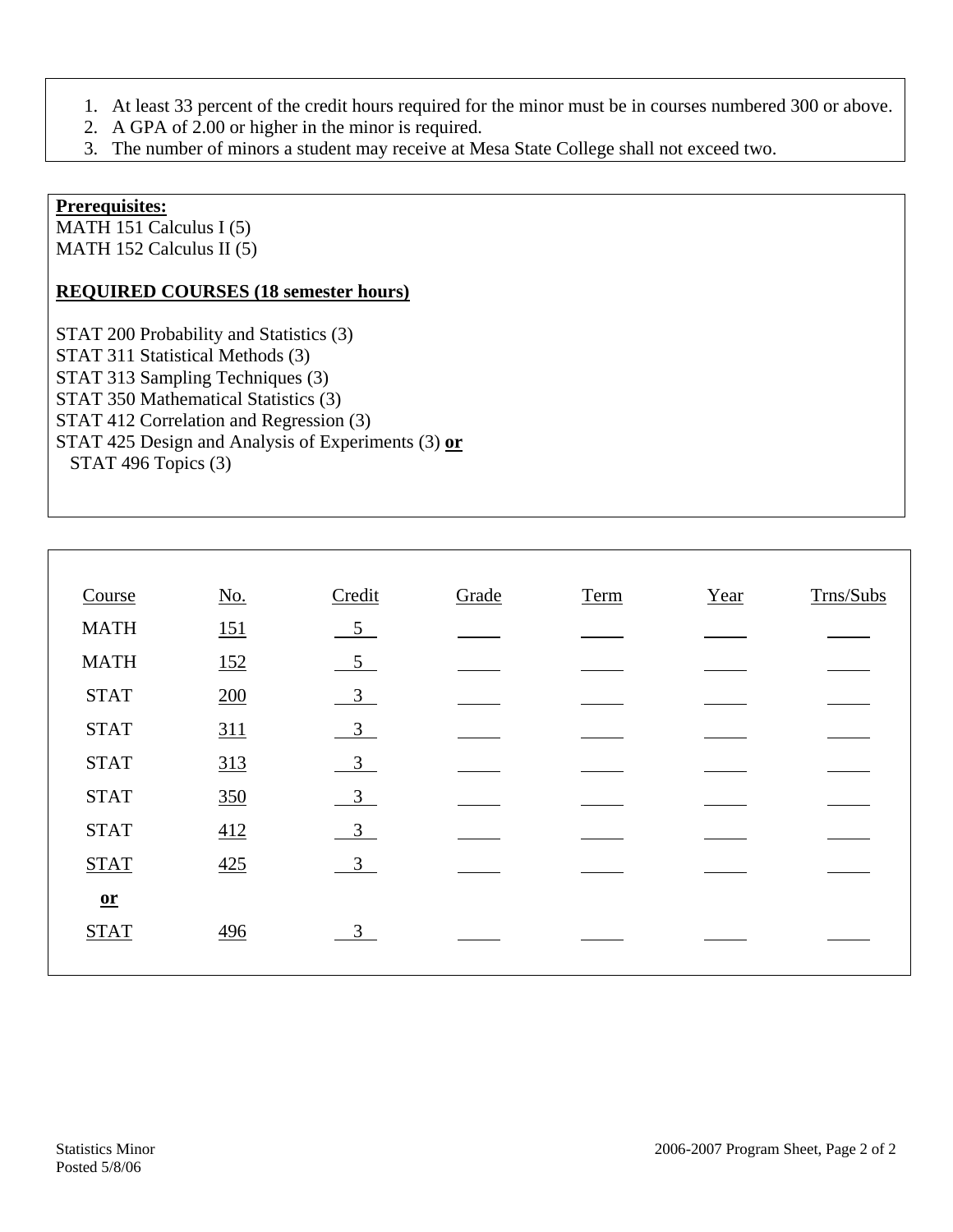1. At least 33 percent of the credit hours required for the minor must be in courses numbered 300 or above.
2. A GPA of 2.00 or higher in the minor is required.
3. The number of minors a student may receive at Mesa State College shall not exceed two.

**Prerequisites:**

MATH 151 Calculus I (5)
MATH 152 Calculus II (5)

**REQUIRED COURSES (18 semester hours)**

STAT 200 Probability and Statistics (3)
STAT 311 Statistical Methods (3)
STAT 313 Sampling Techniques (3)
STAT 350 Mathematical Statistics (3)
STAT 412 Correlation and Regression (3)
STAT 425 Design and Analysis of Experiments (3) **or**
STAT 496 Topics (3)

| Course | No. | Credit | Grade | Term | Year | Trns/Subs |
|---|---|---|---|---|---|---|
| MATH | 151 | 5 | | | | |
| MATH | 152 | 5 | | | | |
| STAT | 200 | 3 | | | | |
| STAT | 311 | 3 | | | | |
| STAT | 313 | 3 | | | | |
| STAT | 350 | 3 | | | | |
| STAT | 412 | 3 | | | | |
| STAT | 425 | 3 | | | | |
| **or** | | | | | | |
| STAT | 496 | 3 | | | | |

Statistics Minor
Posted 5/8/06